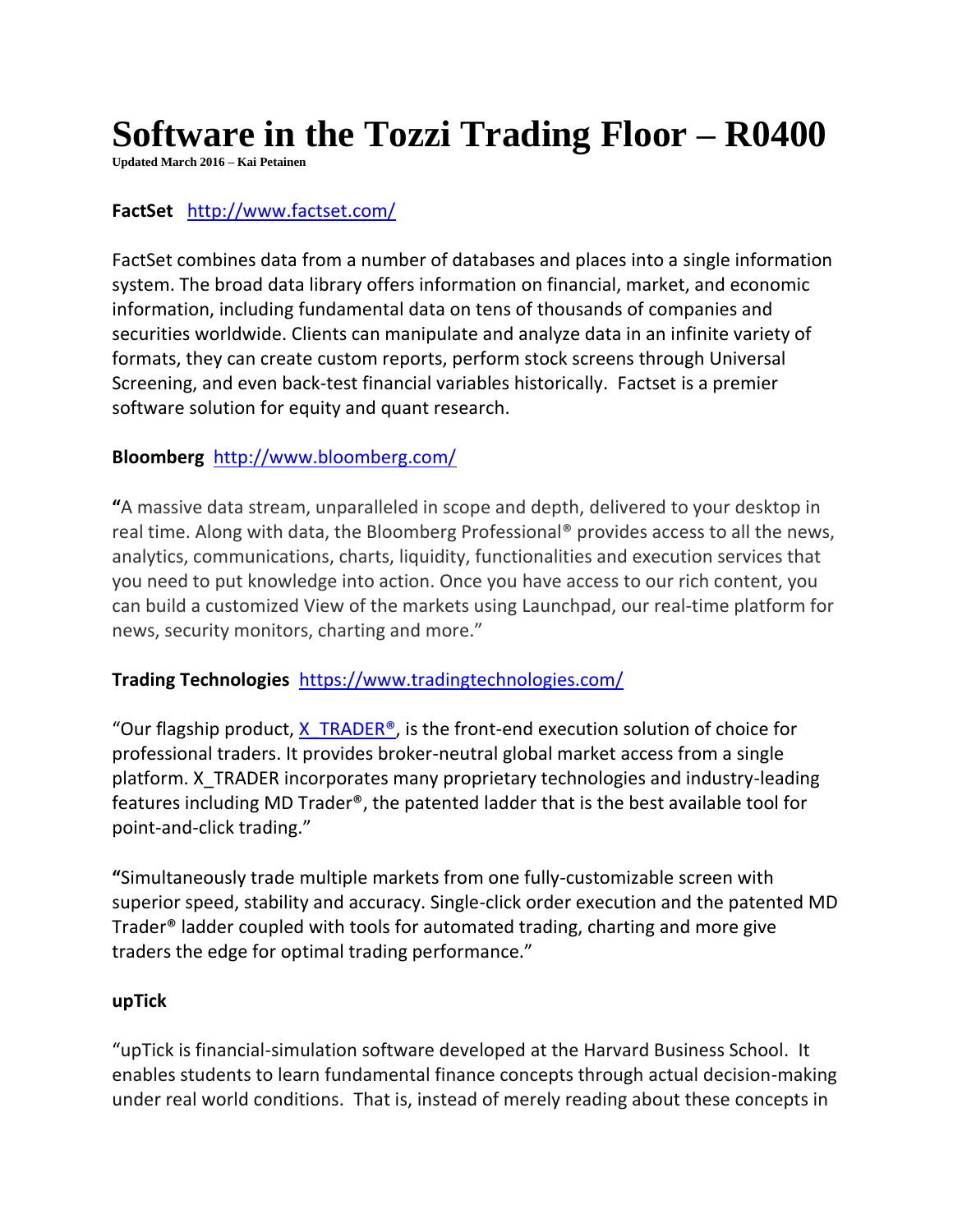# Software in the Tozzi Trading Floor – R0400

**Updated March 2016 – Kai Petainen**

**FactSet** [http://www.factset.com/](http://www.factset.com/)

FactSet combines data from a number of databases and places into a single information system. The broad data library offers information on financial, market, and economic information, including fundamental data on tens of thousands of companies and securities worldwide. Clients can manipulate and analyze data in an infinite variety of formats, they can create custom reports, perform stock screens through Universal Screening, and even back-test financial variables historically. Factset is a premier software solution for equity and quant research.

**Bloomberg** [http://www.bloomberg.com/](http://www.bloomberg.com/)

**"**A massive data stream, unparalleled in scope and depth, delivered to your desktop in real time. Along with data, the Bloomberg Professional® provides access to all the news, analytics, communications, charts, liquidity, functionalities and execution services that you need to put knowledge into action. Once you have access to our rich content, you can build a customized View of the markets using Launchpad, our real-time platform for news, security monitors, charting and more."

**Trading Technologies** [https://www.tradingtechnologies.com/](https://www.tradingtechnologies.com/)

"Our flagship product, X_TRADER®, is the front-end execution solution of choice for professional traders. It provides broker-neutral global market access from a single platform. X_TRADER incorporates many proprietary technologies and industry-leading features including MD Trader®, the patented ladder that is the best available tool for point-and-click trading."

**"**Simultaneously trade multiple markets from one fully-customizable screen with superior speed, stability and accuracy. Single-click order execution and the patented MD Trader® ladder coupled with tools for automated trading, charting and more give traders the edge for optimal trading performance."

**upTick**

"upTick is financial-simulation software developed at the Harvard Business School. It enables students to learn fundamental finance concepts through actual decision-making under real world conditions. That is, instead of merely reading about these concepts in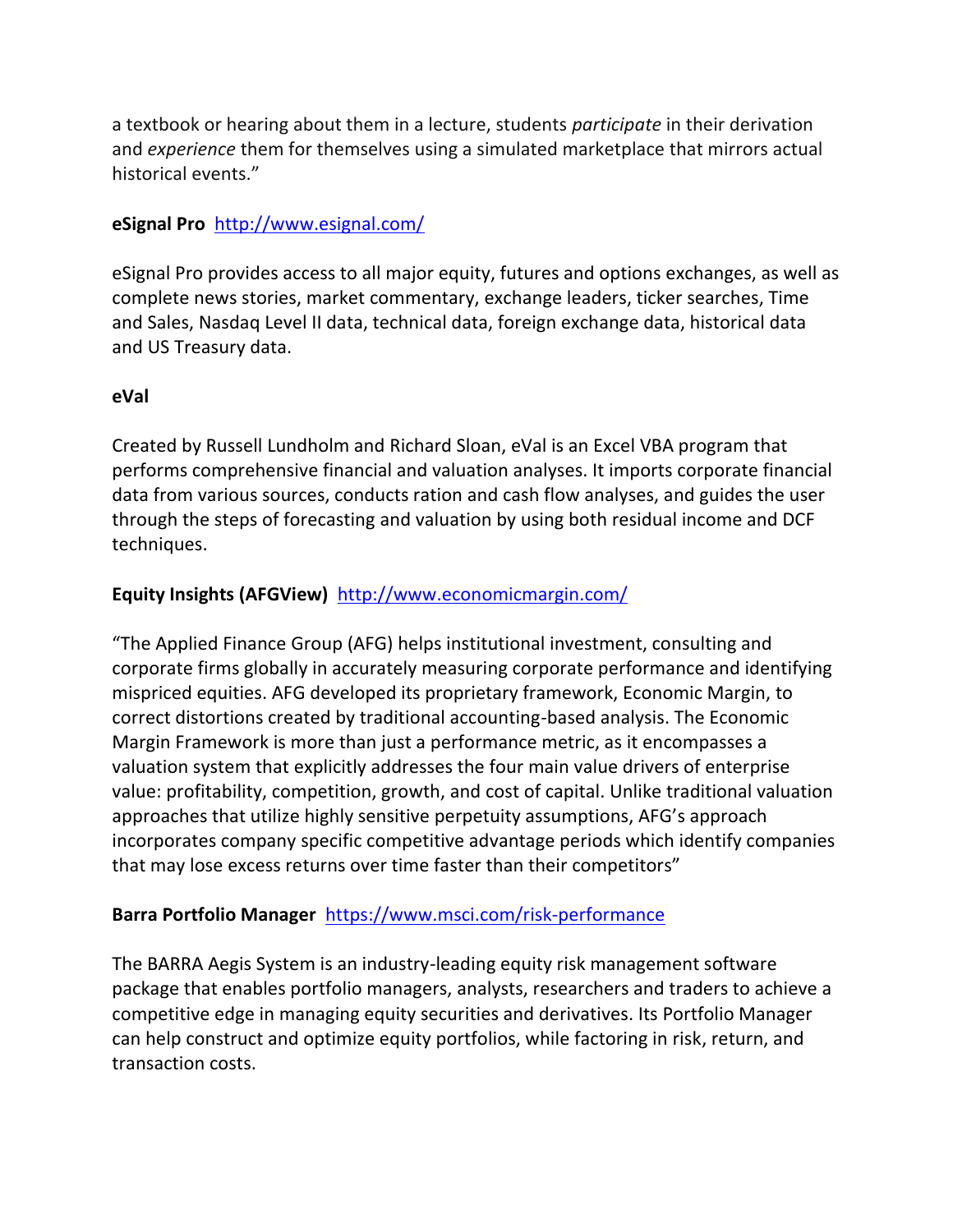a textbook or hearing about them in a lecture, students *participate* in their derivation and *experience* them for themselves using a simulated marketplace that mirrors actual historical events."

**eSignal Pro** http://www.esignal.com/

eSignal Pro provides access to all major equity, futures and options exchanges, as well as complete news stories, market commentary, exchange leaders, ticker searches, Time and Sales, Nasdaq Level II data, technical data, foreign exchange data, historical data and US Treasury data.

**eVal**

Created by Russell Lundholm and Richard Sloan, eVal is an Excel VBA program that performs comprehensive financial and valuation analyses. It imports corporate financial data from various sources, conducts ration and cash flow analyses, and guides the user through the steps of forecasting and valuation by using both residual income and DCF techniques.

**Equity Insights (AFGView)** http://www.economicmargin.com/

"The Applied Finance Group (AFG) helps institutional investment, consulting and corporate firms globally in accurately measuring corporate performance and identifying mispriced equities. AFG developed its proprietary framework, Economic Margin, to correct distortions created by traditional accounting-based analysis. The Economic Margin Framework is more than just a performance metric, as it encompasses a valuation system that explicitly addresses the four main value drivers of enterprise value: profitability, competition, growth, and cost of capital. Unlike traditional valuation approaches that utilize highly sensitive perpetuity assumptions, AFG's approach incorporates company specific competitive advantage periods which identify companies that may lose excess returns over time faster than their competitors"

**Barra Portfolio Manager** https://www.msci.com/risk-performance

The BARRA Aegis System is an industry-leading equity risk management software package that enables portfolio managers, analysts, researchers and traders to achieve a competitive edge in managing equity securities and derivatives. Its Portfolio Manager can help construct and optimize equity portfolios, while factoring in risk, return, and transaction costs.